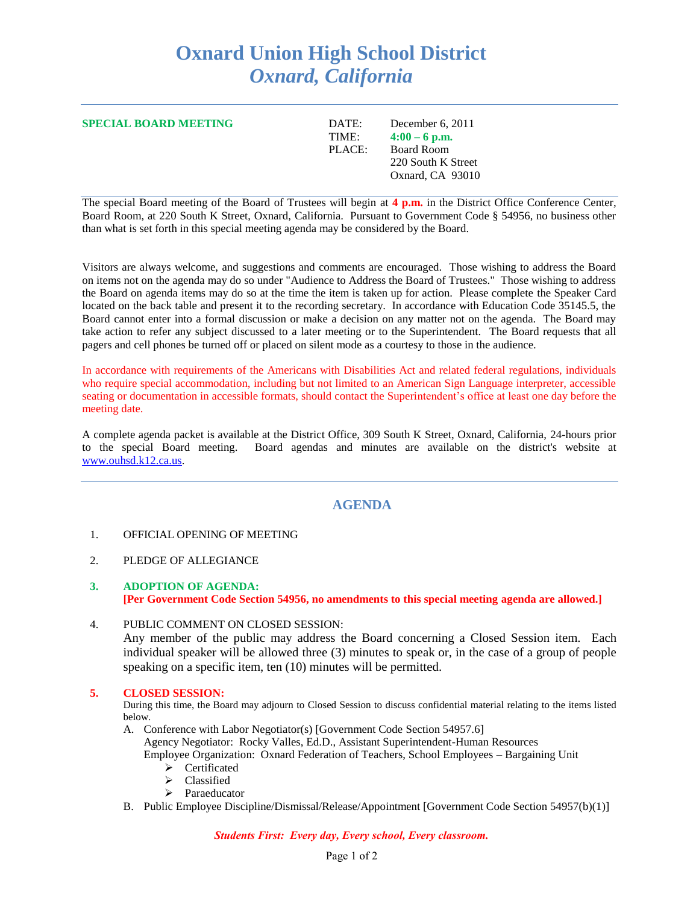# Oxnard Union High School District
## *Oxnard, California*

**SPECIAL BOARD MEETING**

DATE: December 6, 2011
TIME: **4:00 – 6 p.m.**
PLACE: Board Room
220 South K Street
Oxnard, CA 93010

The special Board meeting of the Board of Trustees will begin at **4 p.m.** in the District Office Conference Center, Board Room, at 220 South K Street, Oxnard, California. Pursuant to Government Code § 54956, no business other than what is set forth in this special meeting agenda may be considered by the Board.

Visitors are always welcome, and suggestions and comments are encouraged. Those wishing to address the Board on items not on the agenda may do so under "Audience to Address the Board of Trustees." Those wishing to address the Board on agenda items may do so at the time the item is taken up for action. Please complete the Speaker Card located on the back table and present it to the recording secretary. In accordance with Education Code 35145.5, the Board cannot enter into a formal discussion or make a decision on any matter not on the agenda. The Board may take action to refer any subject discussed to a later meeting or to the Superintendent. The Board requests that all pagers and cell phones be turned off or placed on silent mode as a courtesy to those in the audience.

In accordance with requirements of the Americans with Disabilities Act and related federal regulations, individuals who require special accommodation, including but not limited to an American Sign Language interpreter, accessible seating or documentation in accessible formats, should contact the Superintendent's office at least one day before the meeting date.

A complete agenda packet is available at the District Office, 309 South K Street, Oxnard, California, 24-hours prior to the special Board meeting. Board agendas and minutes are available on the district's website at www.ouhsd.k12.ca.us.

## AGENDA

1. OFFICIAL OPENING OF MEETING

2. PLEDGE OF ALLEGIANCE

3. **ADOPTION OF AGENDA:**
   **[Per Government Code Section 54956, no amendments to this special meeting agenda are allowed.]**

4. PUBLIC COMMENT ON CLOSED SESSION:
   Any member of the public may address the Board concerning a Closed Session item. Each individual speaker will be allowed three (3) minutes to speak or, in the case of a group of people speaking on a specific item, ten (10) minutes will be permitted.

5. **CLOSED SESSION:**
   During this time, the Board may adjourn to Closed Session to discuss confidential material relating to the items listed below.
   A. Conference with Labor Negotiator(s) [Government Code Section 54957.6]
      Agency Negotiator: Rocky Valles, Ed.D., Assistant Superintendent-Human Resources
      Employee Organization: Oxnard Federation of Teachers, School Employees – Bargaining Unit
      - Certificated
      - Classified
      - Paraeducator
   B. Public Employee Discipline/Dismissal/Release/Appointment [Government Code Section 54957(b)(1)]

*Students First: Every day, Every school, Every classroom.*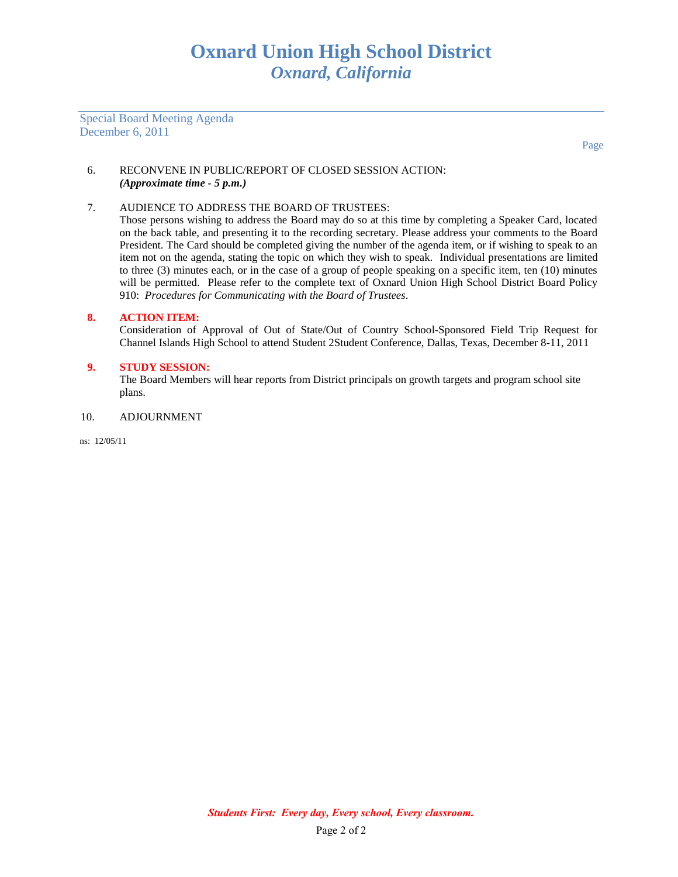6. RECONVENE IN PUBLIC/REPORT OF CLOSED SESSION ACTION:
   ***(Approximate time - 5 p.m.)***

7. AUDIENCE TO ADDRESS THE BOARD OF TRUSTEES:
   Those persons wishing to address the Board may do so at this time by completing a Speaker Card, located on the back table, and presenting it to the recording secretary. Please address your comments to the Board President. The Card should be completed giving the number of the agenda item, or if wishing to speak to an item not on the agenda, stating the topic on which they wish to speak. Individual presentations are limited to three (3) minutes each, or in the case of a group of people speaking on a specific item, ten (10) minutes will be permitted. Please refer to the complete text of Oxnard Union High School District Board Policy 910: *Procedures for Communicating with the Board of Trustees*.

**8. ACTION ITEM:**
   Consideration of Approval of Out of State/Out of Country School-Sponsored Field Trip Request for Channel Islands High School to attend Student 2Student Conference, Dallas, Texas, December 8-11, 2011

**9. STUDY SESSION:**
   The Board Members will hear reports from District principals on growth targets and program school site plans.

10. ADJOURNMENT

ns: 12/05/11

***Students First: Every day, Every school, Every classroom.***